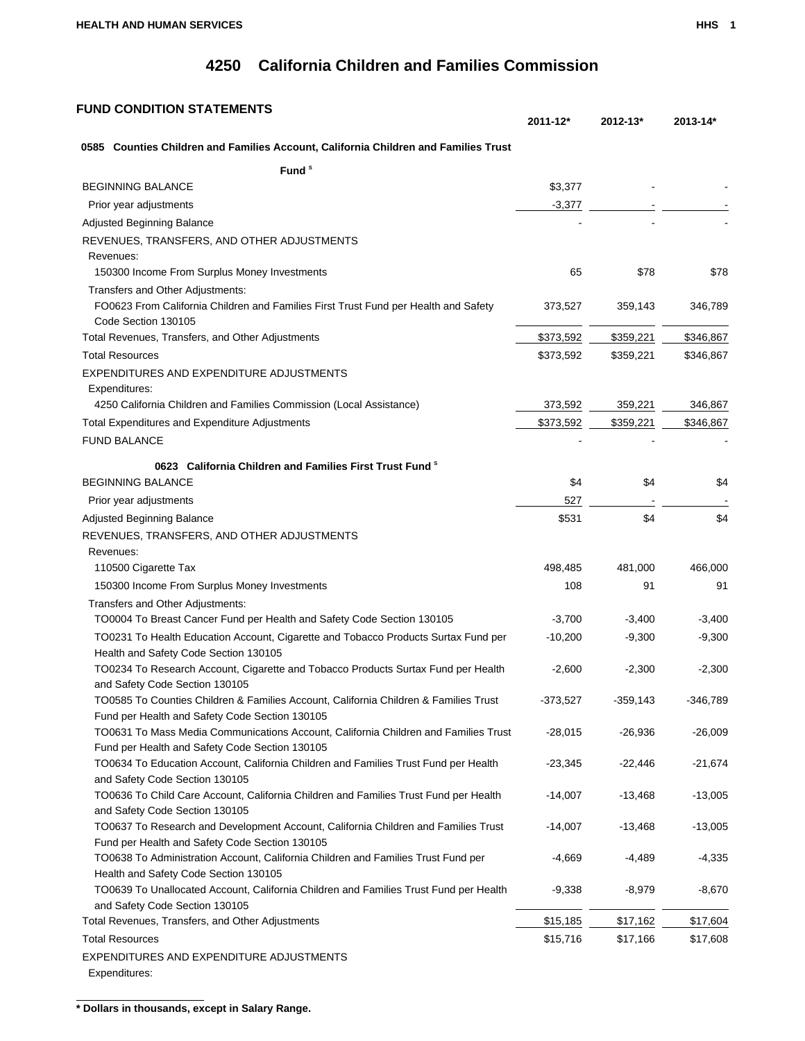# 4250 California Children and Families Commission

## FUND CONDITION STATEMENTS

| | 2011-12* | 2012-13* | 2013-14* |
|---|---|---|---|
| **0585 Counties Children and Families Account, California Children and Families Trust Fund** [s] | | | |
| BEGINNING BALANCE | $3,377 | - | - |
| Prior year adjustments | -3,377 | - | - |
| Adjusted Beginning Balance | - | - | - |
| REVENUES, TRANSFERS, AND OTHER ADJUSTMENTS | | | |
| Revenues: | | | |
| 150300 Income From Surplus Money Investments | 65 | $78 | $78 |
| Transfers and Other Adjustments: | | | |
| FO0623 From California Children and Families First Trust Fund per Health and Safety Code Section 130105 | 373,527 | 359,143 | 346,789 |
| Total Revenues, Transfers, and Other Adjustments | $373,592 | $359,221 | $346,867 |
| Total Resources | $373,592 | $359,221 | $346,867 |
| EXPENDITURES AND EXPENDITURE ADJUSTMENTS | | | |
| Expenditures: | | | |
| 4250 California Children and Families Commission (Local Assistance) | 373,592 | 359,221 | 346,867 |
| Total Expenditures and Expenditure Adjustments | $373,592 | $359,221 | $346,867 |
| FUND BALANCE | - | - | - |
| **0623 California Children and Families First Trust Fund** [s] | | | |
| BEGINNING BALANCE | $4 | $4 | $4 |
| Prior year adjustments | 527 | - | - |
| Adjusted Beginning Balance | $531 | $4 | $4 |
| REVENUES, TRANSFERS, AND OTHER ADJUSTMENTS | | | |
| Revenues: | | | |
| 110500 Cigarette Tax | 498,485 | 481,000 | 466,000 |
| 150300 Income From Surplus Money Investments | 108 | 91 | 91 |
| Transfers and Other Adjustments: | | | |
| TO0004 To Breast Cancer Fund per Health and Safety Code Section 130105 | -3,700 | -3,400 | -3,400 |
| TO0231 To Health Education Account, Cigarette and Tobacco Products Surtax Fund per Health and Safety Code Section 130105 | -10,200 | -9,300 | -9,300 |
| TO0234 To Research Account, Cigarette and Tobacco Products Surtax Fund per Health and Safety Code Section 130105 | -2,600 | -2,300 | -2,300 |
| TO0585 To Counties Children & Families Account, California Children & Families Trust Fund per Health and Safety Code Section 130105 | -373,527 | -359,143 | -346,789 |
| TO0631 To Mass Media Communications Account, California Children and Families Trust Fund per Health and Safety Code Section 130105 | -28,015 | -26,936 | -26,009 |
| TO0634 To Education Account, California Children and Families Trust Fund per Health and Safety Code Section 130105 | -23,345 | -22,446 | -21,674 |
| TO0636 To Child Care Account, California Children and Families Trust Fund per Health and Safety Code Section 130105 | -14,007 | -13,468 | -13,005 |
| TO0637 To Research and Development Account, California Children and Families Trust Fund per Health and Safety Code Section 130105 | -14,007 | -13,468 | -13,005 |
| TO0638 To Administration Account, California Children and Families Trust Fund per Health and Safety Code Section 130105 | -4,669 | -4,489 | -4,335 |
| TO0639 To Unallocated Account, California Children and Families Trust Fund per Health and Safety Code Section 130105 | -9,338 | -8,979 | -8,670 |
| Total Revenues, Transfers, and Other Adjustments | $15,185 | $17,162 | $17,604 |
| Total Resources | $15,716 | $17,166 | $17,608 |
| EXPENDITURES AND EXPENDITURE ADJUSTMENTS | | | |
| Expenditures: | | | |

**\* Dollars in thousands, except in Salary Range.**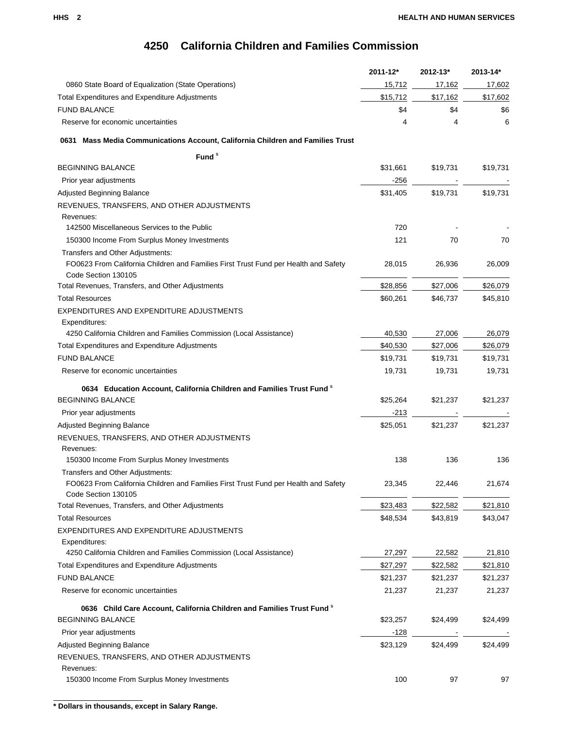# 4250 California Children and Families Commission

| | 2011-12* | 2012-13* | 2013-14* |
|---|---|---|---|
| 0860 State Board of Equalization (State Operations) | 15,712 | 17,162 | 17,602 |
| Total Expenditures and Expenditure Adjustments | $15,712 | $17,162 | $17,602 |
| FUND BALANCE | $4 | $4 | $6 |
| Reserve for economic uncertainties | 4 | 4 | 6 |
| **0631 Mass Media Communications Account, California Children and Families Trust Fund [s]** | | | |
| BEGINNING BALANCE | $31,661 | $19,731 | $19,731 |
| Prior year adjustments | -256 | - | - |
| Adjusted Beginning Balance | $31,405 | $19,731 | $19,731 |
| REVENUES, TRANSFERS, AND OTHER ADJUSTMENTS | | | |
| Revenues: | | | |
| 142500 Miscellaneous Services to the Public | 720 | - | - |
| 150300 Income From Surplus Money Investments | 121 | 70 | 70 |
| Transfers and Other Adjustments: | | | |
| FO0623 From California Children and Families First Trust Fund per Health and Safety Code Section 130105 | 28,015 | 26,936 | 26,009 |
| Total Revenues, Transfers, and Other Adjustments | $28,856 | $27,006 | $26,079 |
| Total Resources | $60,261 | $46,737 | $45,810 |
| EXPENDITURES AND EXPENDITURE ADJUSTMENTS | | | |
| Expenditures: | | | |
| 4250 California Children and Families Commission (Local Assistance) | 40,530 | 27,006 | 26,079 |
| Total Expenditures and Expenditure Adjustments | $40,530 | $27,006 | $26,079 |
| FUND BALANCE | $19,731 | $19,731 | $19,731 |
| Reserve for economic uncertainties | 19,731 | 19,731 | 19,731 |
| **0634 Education Account, California Children and Families Trust Fund [s]** | | | |
| BEGINNING BALANCE | $25,264 | $21,237 | $21,237 |
| Prior year adjustments | -213 | - | - |
| Adjusted Beginning Balance | $25,051 | $21,237 | $21,237 |
| REVENUES, TRANSFERS, AND OTHER ADJUSTMENTS | | | |
| Revenues: | | | |
| 150300 Income From Surplus Money Investments | 138 | 136 | 136 |
| Transfers and Other Adjustments: | | | |
| FO0623 From California Children and Families First Trust Fund per Health and Safety Code Section 130105 | 23,345 | 22,446 | 21,674 |
| Total Revenues, Transfers, and Other Adjustments | $23,483 | $22,582 | $21,810 |
| Total Resources | $48,534 | $43,819 | $43,047 |
| EXPENDITURES AND EXPENDITURE ADJUSTMENTS | | | |
| Expenditures: | | | |
| 4250 California Children and Families Commission (Local Assistance) | 27,297 | 22,582 | 21,810 |
| Total Expenditures and Expenditure Adjustments | $27,297 | $22,582 | $21,810 |
| FUND BALANCE | $21,237 | $21,237 | $21,237 |
| Reserve for economic uncertainties | 21,237 | 21,237 | 21,237 |
| **0636 Child Care Account, California Children and Families Trust Fund [s]** | | | |
| BEGINNING BALANCE | $23,257 | $24,499 | $24,499 |
| Prior year adjustments | -128 | - | - |
| Adjusted Beginning Balance | $23,129 | $24,499 | $24,499 |
| REVENUES, TRANSFERS, AND OTHER ADJUSTMENTS | | | |
| Revenues: | | | |
| 150300 Income From Surplus Money Investments | 100 | 97 | 97 |

**\* Dollars in thousands, except in Salary Range.**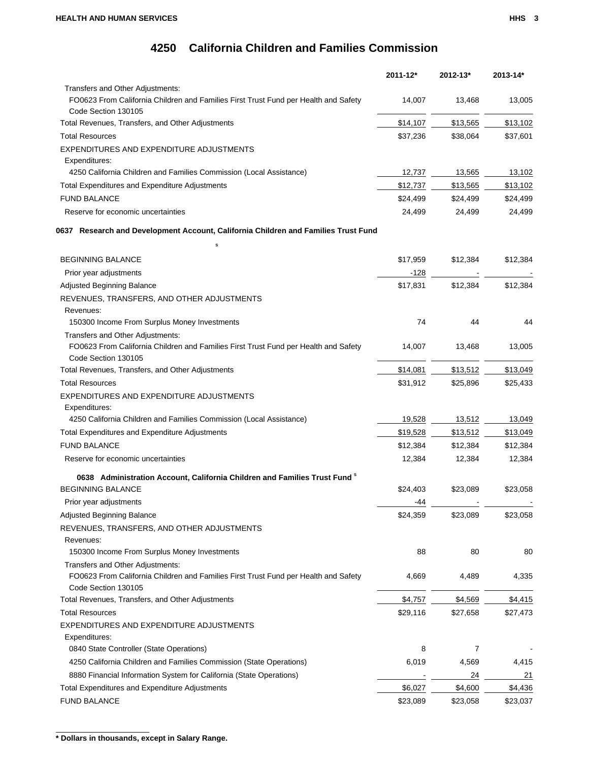# 4250 California Children and Families Commission

| | 2011-12* | 2012-13* | 2013-14* |
|---|---|---|---|
| Transfers and Other Adjustments: | | | |
| FO0623 From California Children and Families First Trust Fund per Health and Safety Code Section 130105 | 14,007 | 13,468 | 13,005 |
| Total Revenues, Transfers, and Other Adjustments | $14,107 | $13,565 | $13,102 |
| Total Resources | $37,236 | $38,064 | $37,601 |
| EXPENDITURES AND EXPENDITURE ADJUSTMENTS | | | |
| Expenditures: | | | |
| 4250 California Children and Families Commission (Local Assistance) | 12,737 | 13,565 | 13,102 |
| Total Expenditures and Expenditure Adjustments | $12,737 | $13,565 | $13,102 |
| FUND BALANCE | $24,499 | $24,499 | $24,499 |
| Reserve for economic uncertainties | 24,499 | 24,499 | 24,499 |

### 0637 Research and Development Account, California Children and Families Trust Fund s

| | 2011-12* | 2012-13* | 2013-14* |
|---|---|---|---|
| BEGINNING BALANCE | $17,959 | $12,384 | $12,384 |
| Prior year adjustments | -128 | - | - |
| Adjusted Beginning Balance | $17,831 | $12,384 | $12,384 |
| REVENUES, TRANSFERS, AND OTHER ADJUSTMENTS | | | |
| Revenues: | | | |
| 150300 Income From Surplus Money Investments | 74 | 44 | 44 |
| Transfers and Other Adjustments: | | | |
| FO0623 From California Children and Families First Trust Fund per Health and Safety Code Section 130105 | 14,007 | 13,468 | 13,005 |
| Total Revenues, Transfers, and Other Adjustments | $14,081 | $13,512 | $13,049 |
| Total Resources | $31,912 | $25,896 | $25,433 |
| EXPENDITURES AND EXPENDITURE ADJUSTMENTS | | | |
| Expenditures: | | | |
| 4250 California Children and Families Commission (Local Assistance) | 19,528 | 13,512 | 13,049 |
| Total Expenditures and Expenditure Adjustments | $19,528 | $13,512 | $13,049 |
| FUND BALANCE | $12,384 | $12,384 | $12,384 |
| Reserve for economic uncertainties | 12,384 | 12,384 | 12,384 |

### 0638 Administration Account, California Children and Families Trust Fund s

| | 2011-12* | 2012-13* | 2013-14* |
|---|---|---|---|
| BEGINNING BALANCE | $24,403 | $23,089 | $23,058 |
| Prior year adjustments | -44 | - | - |
| Adjusted Beginning Balance | $24,359 | $23,089 | $23,058 |
| REVENUES, TRANSFERS, AND OTHER ADJUSTMENTS | | | |
| Revenues: | | | |
| 150300 Income From Surplus Money Investments | 88 | 80 | 80 |
| Transfers and Other Adjustments: | | | |
| FO0623 From California Children and Families First Trust Fund per Health and Safety Code Section 130105 | 4,669 | 4,489 | 4,335 |
| Total Revenues, Transfers, and Other Adjustments | $4,757 | $4,569 | $4,415 |
| Total Resources | $29,116 | $27,658 | $27,473 |
| EXPENDITURES AND EXPENDITURE ADJUSTMENTS | | | |
| Expenditures: | | | |
| 0840 State Controller (State Operations) | 8 | 7 | - |
| 4250 California Children and Families Commission (State Operations) | 6,019 | 4,569 | 4,415 |
| 8880 Financial Information System for California (State Operations) | - | 24 | 21 |
| Total Expenditures and Expenditure Adjustments | $6,027 | $4,600 | $4,436 |
| FUND BALANCE | $23,089 | $23,058 | $23,037 |

**\* Dollars in thousands, except in Salary Range.**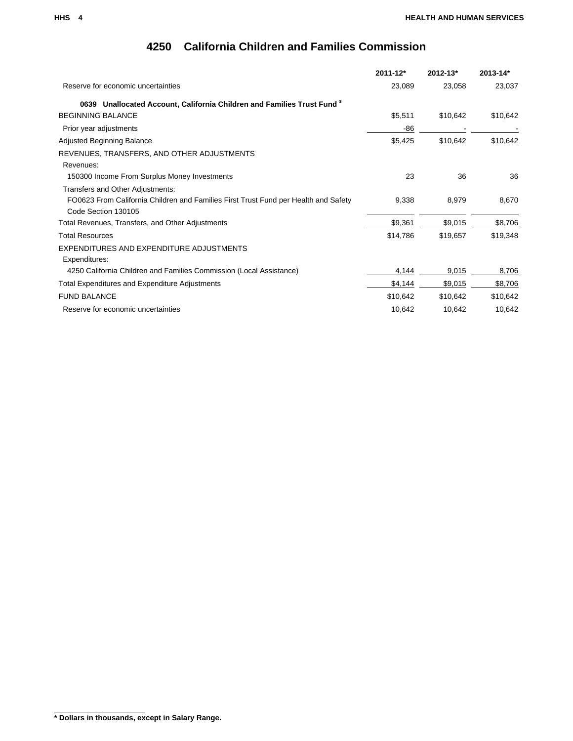# 4250 California Children and Families Commission

| | 2011-12* | 2012-13* | 2013-14* |
|---|---|---|---|
| Reserve for economic uncertainties | 23,089 | 23,058 | 23,037 |
| **0639 Unallocated Account, California Children and Families Trust Fund** [s] | | | |
| BEGINNING BALANCE | $5,511 | $10,642 | $10,642 |
| Prior year adjustments | -86 | - | - |
| Adjusted Beginning Balance | $5,425 | $10,642 | $10,642 |
| REVENUES, TRANSFERS, AND OTHER ADJUSTMENTS | | | |
| Revenues: | | | |
| 150300 Income From Surplus Money Investments | 23 | 36 | 36 |
| Transfers and Other Adjustments: | | | |
| FO0623 From California Children and Families First Trust Fund per Health and Safety Code Section 130105 | 9,338 | 8,979 | 8,670 |
| Total Revenues, Transfers, and Other Adjustments | $9,361 | $9,015 | $8,706 |
| Total Resources | $14,786 | $19,657 | $19,348 |
| EXPENDITURES AND EXPENDITURE ADJUSTMENTS | | | |
| Expenditures: | | | |
| 4250 California Children and Families Commission (Local Assistance) | 4,144 | 9,015 | 8,706 |
| Total Expenditures and Expenditure Adjustments | $4,144 | $9,015 | $8,706 |
| FUND BALANCE | $10,642 | $10,642 | $10,642 |
| Reserve for economic uncertainties | 10,642 | 10,642 | 10,642 |

**\* Dollars in thousands, except in Salary Range.**